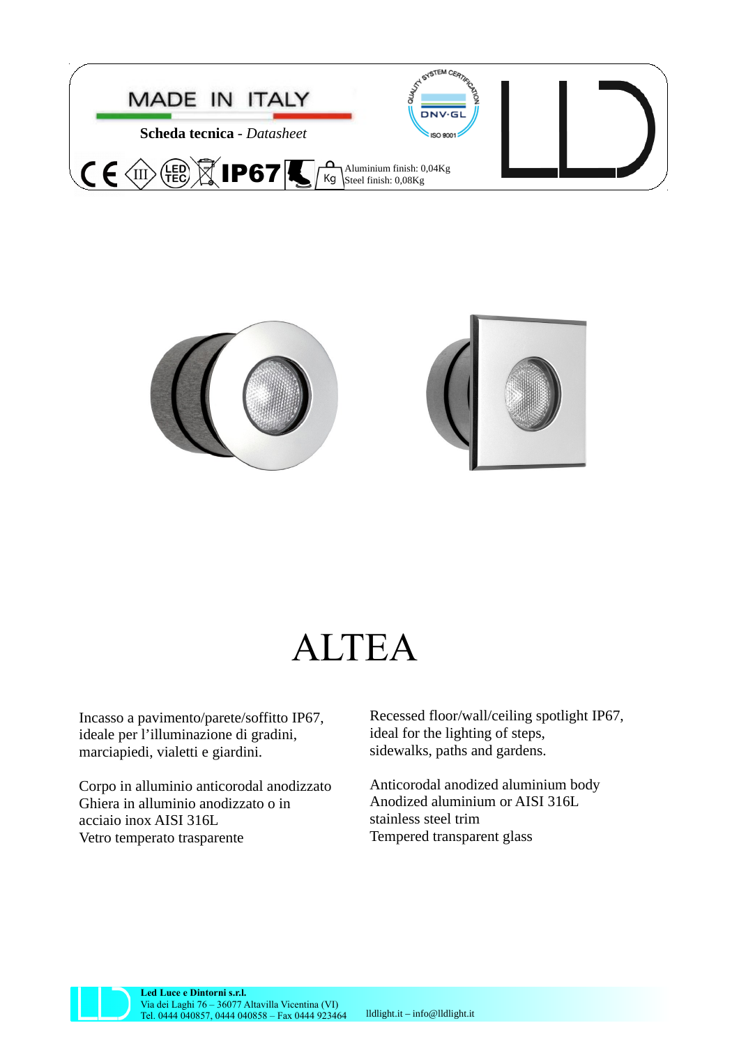MADE IN ITALY

**Scheda tecnica** - *Datasheet*

IP67

Aluminium finish: 0,04Kg
Steel finish: 0,08Kg

# ALTEA

Incasso a pavimento/parete/soffitto IP67, ideale per l'illuminazione di gradini, marciapiedi, vialetti e giardini.

Corpo in alluminio anticorodal anodizzato
Ghiera in alluminio anodizzato o in acciaio inox AISI 316L
Vetro temperato trasparente

Recessed floor/wall/ceiling spotlight IP67, ideal for the lighting of steps, sidewalks, paths and gardens.

Anticorodal anodized aluminium body
Anodized aluminium or AISI 316L stainless steel trim
Tempered transparent glass

**Led Luce e Dintorni s.r.l.**
Via dei Laghi 76 – 36077 Altavilla Vicentina (VI)
Tel. 0444 040857, 0444 040858 – Fax 0444 923464 lldlight.it – info@lldlight.it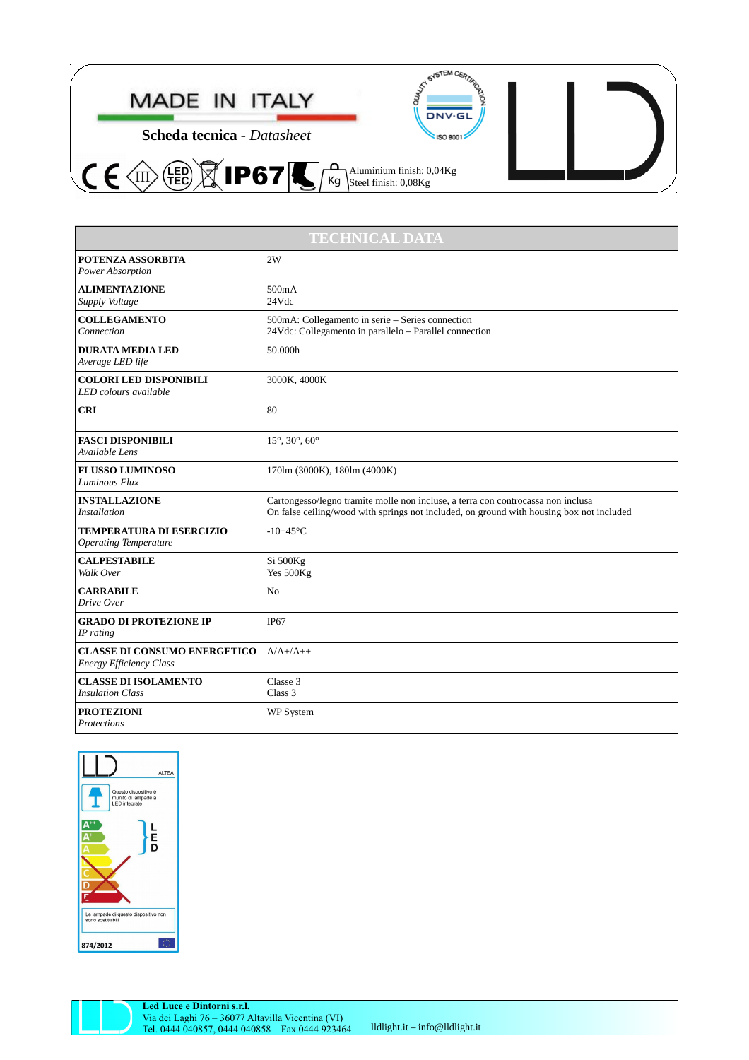MADE IN ITALY

**Scheda tecnica** - *Datasheet*

IP67

Aluminium finish: 0,04Kg
Steel finish: 0,08Kg

| TECHNICAL DATA | |
|---|---|
| **POTENZA ASSORBITA**<br>*Power Absorption* | 2W |
| **ALIMENTAZIONE**<br>*Supply Voltage* | 500mA<br>24Vdc |
| **COLLEGAMENTO**<br>*Connection* | 500mA: Collegamento in serie – Series connection<br>24Vdc: Collegamento in parallelo – Parallel connection |
| **DURATA MEDIA LED**<br>*Average LED life* | 50.000h |
| **COLORI LED DISPONIBILI**<br>*LED colours available* | 3000K, 4000K |
| **CRI** | 80 |
| **FASCI DISPONIBILI**<br>*Available Lens* | 15°, 30°, 60° |
| **FLUSSO LUMINOSO**<br>*Luminous Flux* | 170lm (3000K), 180lm (4000K) |
| **INSTALLAZIONE**<br>*Installation* | Cartongesso/legno tramite molle non incluse, a terra con controcassa non inclusa<br>On false ceiling/wood with springs not included, on ground with housing box not included |
| **TEMPERATURA DI ESERCIZIO**<br>*Operating Temperature* | -10+45°C |
| **CALPESTABILE**<br>*Walk Over* | Si 500Kg<br>Yes 500Kg |
| **CARRABILE**<br>*Drive Over* | No |
| **GRADO DI PROTEZIONE IP**<br>*IP rating* | IP67 |
| **CLASSE DI CONSUMO ENERGETICO**<br>*Energy Efficiency Class* | A/A+/A++ |
| **CLASSE DI ISOLAMENTO**<br>*Insulation Class* | Classe 3<br>Class 3 |
| **PROTEZIONI**<br>*Protections* | WP System |

ALTEA

Questo dispositivo è munito di lampade a LED integrate

Le lampade di questo dispositivo non sono sostituibili

874/2012

**Led Luce e Dintorni s.r.l.**
Via dei Laghi 76 – 36077 Altavilla Vicentina (VI)
Tel. 0444 040857, 0444 040858 – Fax 0444 923464 lldlight.it – info@lldlight.it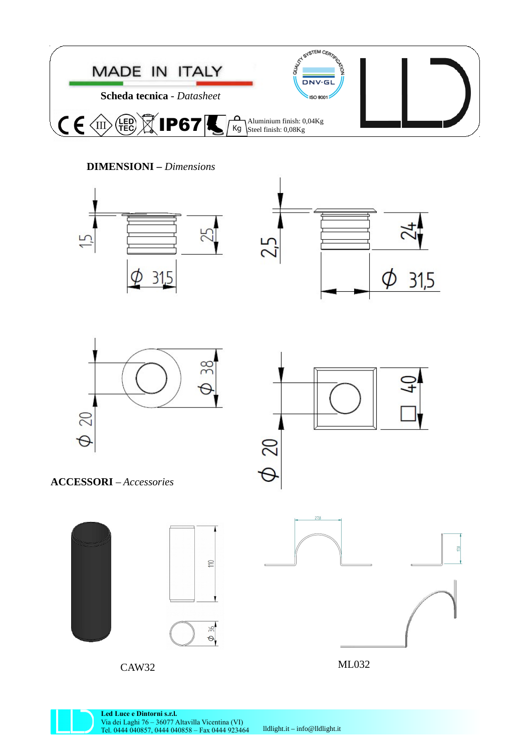MADE IN ITALY

**Scheda tecnica** - *Datasheet*

IP67

Aluminium finish: 0,04Kg
Steel finish: 0,08Kg

**DIMENSIONI –** *Dimensions*

1,5
25
Ø 31,5

2,5
24
Ø 31,5

Ø 38
Ø 20

40
Ø 20

**ACCESSORI** – *Accessories*

110
Ø 36

27,8
17,8

CAW32

ML032

**Led Luce e Dintorni s.r.l.**
Via dei Laghi 76 – 36077 Altavilla Vicentina (VI)
Tel. 0444 040857, 0444 040858 – Fax 0444 923464 lldlight.it – info@lldlight.it